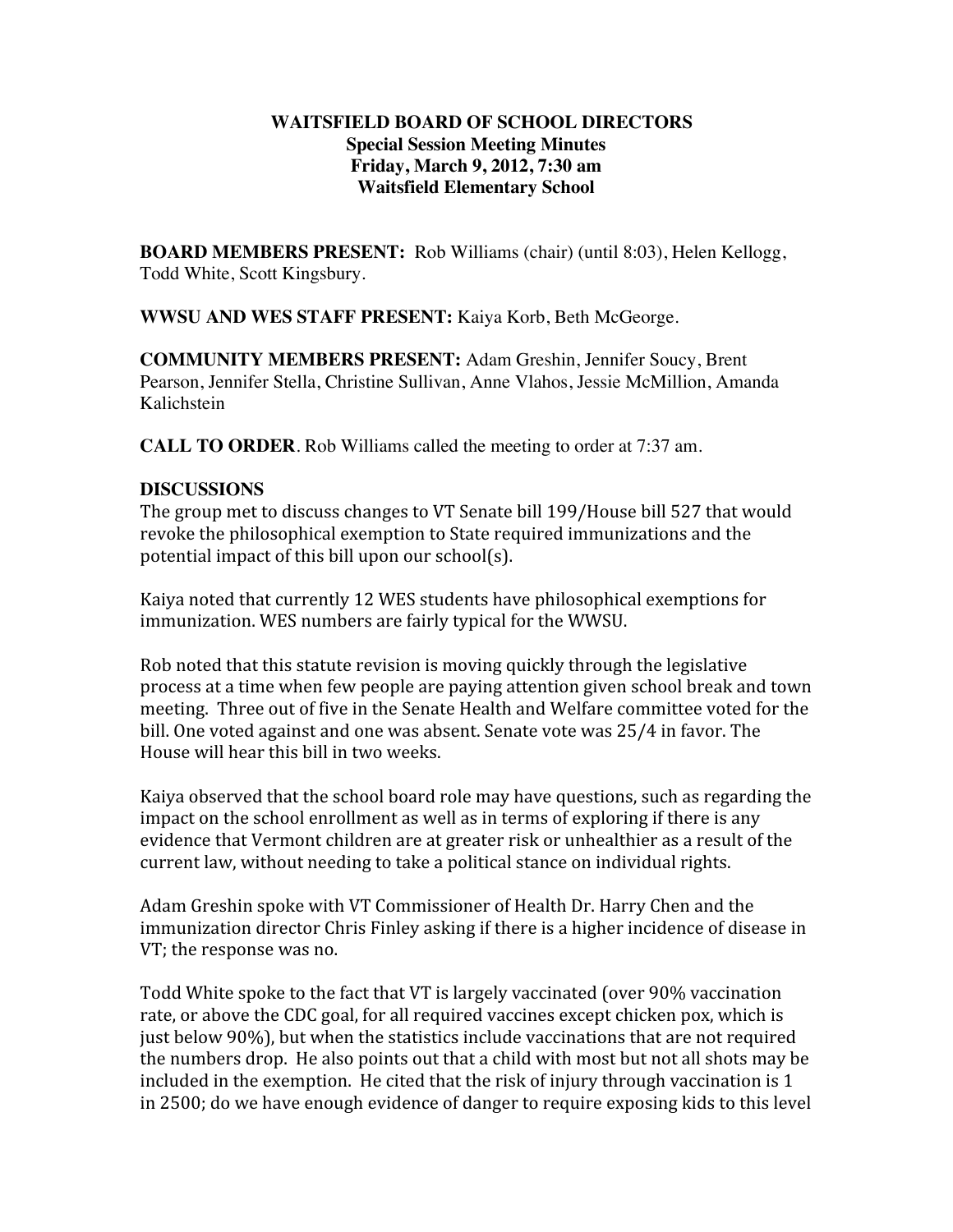**WAITSFIELD BOARD OF SCHOOL DIRECTORS**
**Special Session Meeting Minutes**
**Friday, March 9, 2012, 7:30 am**
**Waitsfield Elementary School**

**BOARD MEMBERS PRESENT:** Rob Williams (chair) (until 8:03), Helen Kellogg, Todd White, Scott Kingsbury.

**WWSU AND WES STAFF PRESENT:** Kaiya Korb, Beth McGeorge.

**COMMUNITY MEMBERS PRESENT:** Adam Greshin, Jennifer Soucy, Brent Pearson, Jennifer Stella, Christine Sullivan, Anne Vlahos, Jessie McMillion, Amanda Kalichstein

**CALL TO ORDER**. Rob Williams called the meeting to order at 7:37 am.

**DISCUSSIONS**

The group met to discuss changes to VT Senate bill 199/House bill 527 that would revoke the philosophical exemption to State required immunizations and the potential impact of this bill upon our school(s).

Kaiya noted that currently 12 WES students have philosophical exemptions for immunization. WES numbers are fairly typical for the WWSU.

Rob noted that this statute revision is moving quickly through the legislative process at a time when few people are paying attention given school break and town meeting. Three out of five in the Senate Health and Welfare committee voted for the bill. One voted against and one was absent. Senate vote was 25/4 in favor. The House will hear this bill in two weeks.

Kaiya observed that the school board role may have questions, such as regarding the impact on the school enrollment as well as in terms of exploring if there is any evidence that Vermont children are at greater risk or unhealthier as a result of the current law, without needing to take a political stance on individual rights.

Adam Greshin spoke with VT Commissioner of Health Dr. Harry Chen and the immunization director Chris Finley asking if there is a higher incidence of disease in VT; the response was no.

Todd White spoke to the fact that VT is largely vaccinated (over 90% vaccination rate, or above the CDC goal, for all required vaccines except chicken pox, which is just below 90%), but when the statistics include vaccinations that are not required the numbers drop. He also points out that a child with most but not all shots may be included in the exemption. He cited that the risk of injury through vaccination is 1 in 2500; do we have enough evidence of danger to require exposing kids to this level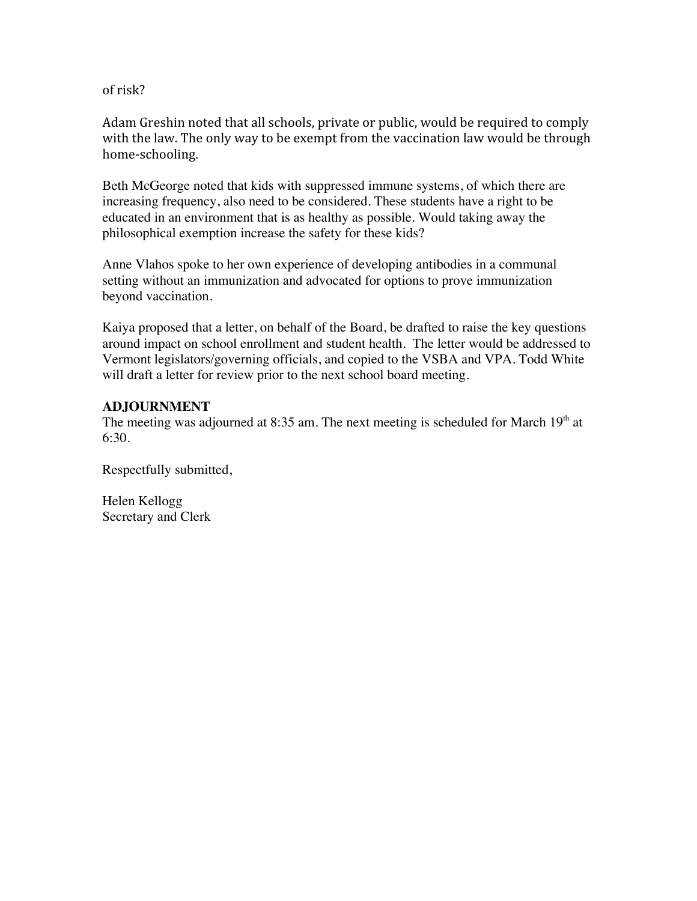of risk?

Adam Greshin noted that all schools, private or public, would be required to comply with the law. The only way to be exempt from the vaccination law would be through home-schooling.

Beth McGeorge noted that kids with suppressed immune systems, of which there are increasing frequency, also need to be considered. These students have a right to be educated in an environment that is as healthy as possible. Would taking away the philosophical exemption increase the safety for these kids?

Anne Vlahos spoke to her own experience of developing antibodies in a communal setting without an immunization and advocated for options to prove immunization beyond vaccination.

Kaiya proposed that a letter, on behalf of the Board, be drafted to raise the key questions around impact on school enrollment and student health. The letter would be addressed to Vermont legislators/governing officials, and copied to the VSBA and VPA. Todd White will draft a letter for review prior to the next school board meeting.

**ADJOURNMENT**

The meeting was adjourned at 8:35 am. The next meeting is scheduled for March 19th at 6:30.

Respectfully submitted,

Helen Kellogg
Secretary and Clerk